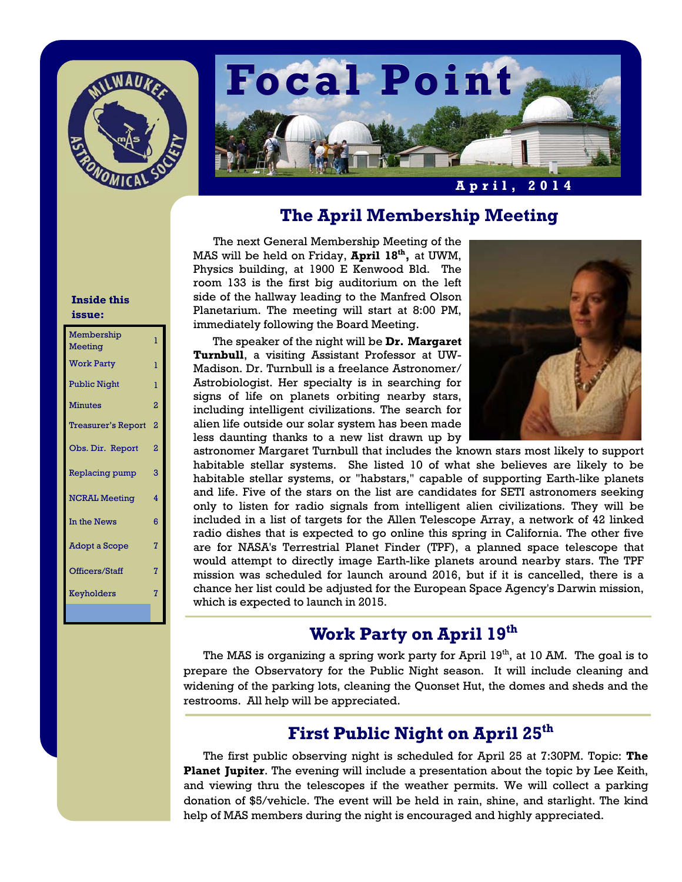# Focal Point

**April, 2014**

**Inside this issue:**

| | |
|---|---|
| Membership Meeting | 1 |
| Work Party | 1 |
| Public Night | 1 |
| Minutes | 2 |
| Treasurer's Report | 2 |
| Obs. Dir. Report | 2 |
| Replacing pump | 3 |
| NCRAL Meeting | 4 |
| In the News | 6 |
| Adopt a Scope | 7 |
| Officers/Staff | 7 |
| Keyholders | 7 |

## The April Membership Meeting

The next General Membership Meeting of the MAS will be held on Friday, **April 18th,** at UWM, Physics building, at 1900 E Kenwood Bld. The room 133 is the first big auditorium on the left side of the hallway leading to the Manfred Olson Planetarium. The meeting will start at 8:00 PM, immediately following the Board Meeting.

The speaker of the night will be **Dr. Margaret Turnbull**, a visiting Assistant Professor at UW-Madison. Dr. Turnbull is a freelance Astronomer/Astrobiologist. Her specialty is in searching for signs of life on planets orbiting nearby stars, including intelligent civilizations. The search for alien life outside our solar system has been made less daunting thanks to a new list drawn up by astronomer Margaret Turnbull that includes the known stars most likely to support habitable stellar systems. She listed 10 of what she believes are likely to be habitable stellar systems, or "habstars," capable of supporting Earth-like planets and life. Five of the stars on the list are candidates for SETI astronomers seeking only to listen for radio signals from intelligent alien civilizations. They will be included in a list of targets for the Allen Telescope Array, a network of 42 linked radio dishes that is expected to go online this spring in California. The other five are for NASA's Terrestrial Planet Finder (TPF), a planned space telescope that would attempt to directly image Earth-like planets around nearby stars. The TPF mission was scheduled for launch around 2016, but if it is cancelled, there is a chance her list could be adjusted for the European Space Agency's Darwin mission, which is expected to launch in 2015.

## Work Party on April 19th

The MAS is organizing a spring work party for April 19th, at 10 AM. The goal is to prepare the Observatory for the Public Night season. It will include cleaning and widening of the parking lots, cleaning the Quonset Hut, the domes and sheds and the restrooms. All help will be appreciated.

## First Public Night on April 25th

The first public observing night is scheduled for April 25 at 7:30PM. Topic: **The Planet Jupiter**. The evening will include a presentation about the topic by Lee Keith, and viewing thru the telescopes if the weather permits. We will collect a parking donation of $5/vehicle. The event will be held in rain, shine, and starlight. The kind help of MAS members during the night is encouraged and highly appreciated.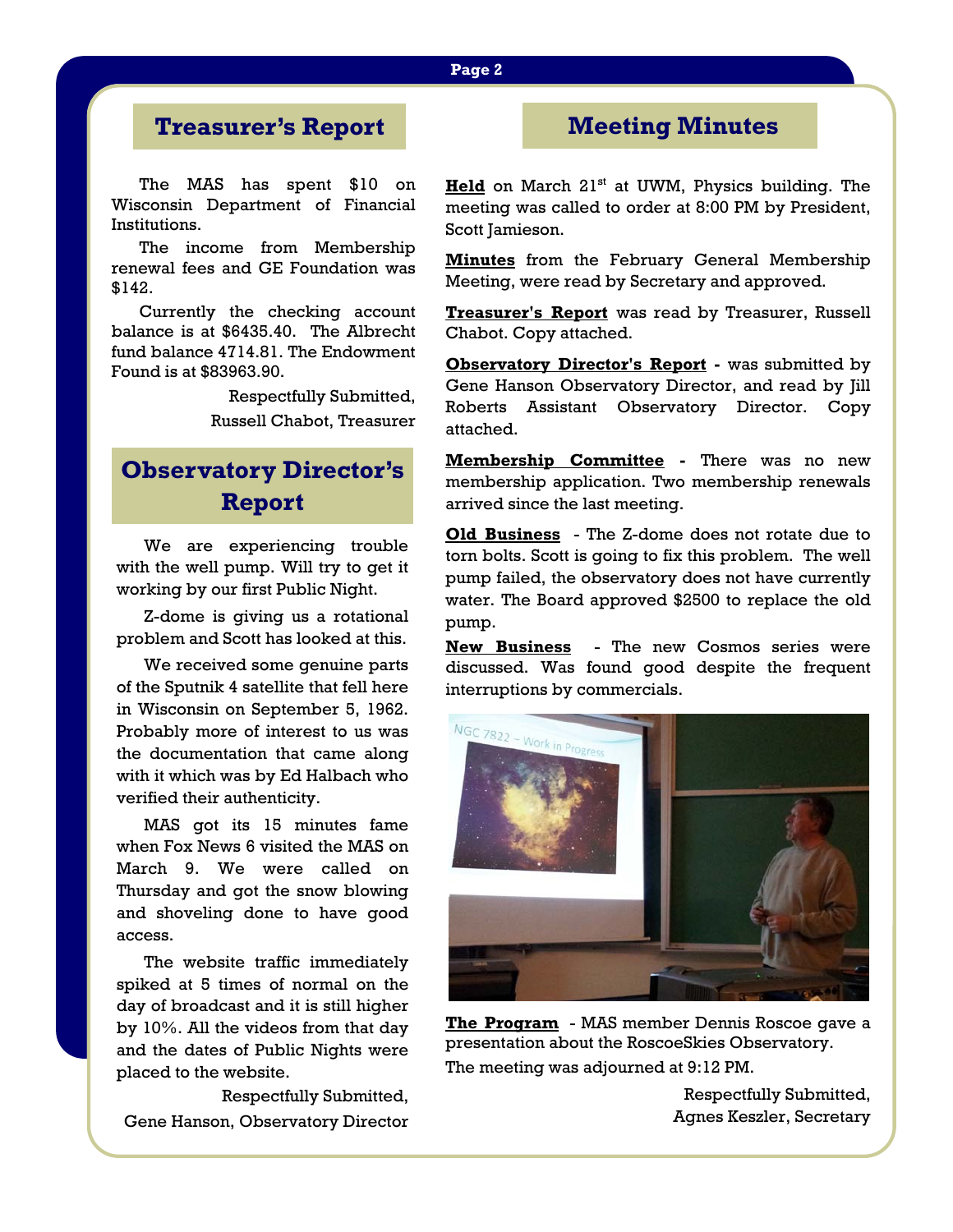## Treasurer's Report

The MAS has spent $10 on Wisconsin Department of Financial Institutions.

The income from Membership renewal fees and GE Foundation was $142.

Currently the checking account balance is at $6435.40. The Albrecht fund balance 4714.81. The Endowment Found is at $83963.90.

Respectfully Submitted,
Russell Chabot, Treasurer

## Observatory Director's Report

We are experiencing trouble with the well pump. Will try to get it working by our first Public Night.

Z-dome is giving us a rotational problem and Scott has looked at this.

We received some genuine parts of the Sputnik 4 satellite that fell here in Wisconsin on September 5, 1962. Probably more of interest to us was the documentation that came along with it which was by Ed Halbach who verified their authenticity.

MAS got its 15 minutes fame when Fox News 6 visited the MAS on March 9. We were called on Thursday and got the snow blowing and shoveling done to have good access.

The website traffic immediately spiked at 5 times of normal on the day of broadcast and it is still higher by 10%. All the videos from that day and the dates of Public Nights were placed to the website.

Respectfully Submitted,
Gene Hanson, Observatory Director

## Meeting Minutes

**Held** on March 21st at UWM, Physics building. The meeting was called to order at 8:00 PM by President, Scott Jamieson.

**Minutes** from the February General Membership Meeting, were read by Secretary and approved.

**Treasurer's Report** was read by Treasurer, Russell Chabot. Copy attached.

**Observatory Director's Report** - was submitted by Gene Hanson Observatory Director, and read by Jill Roberts Assistant Observatory Director. Copy attached.

**Membership Committee** - There was no new membership application. Two membership renewals arrived since the last meeting.

**Old Business** - The Z-dome does not rotate due to torn bolts. Scott is going to fix this problem. The well pump failed, the observatory does not have currently water. The Board approved $2500 to replace the old pump.

**New Business** - The new Cosmos series were discussed. Was found good despite the frequent interruptions by commercials.

**The Program** - MAS member Dennis Roscoe gave a presentation about the RoscoeSkies Observatory.

The meeting was adjourned at 9:12 PM.

Respectfully Submitted,
Agnes Keszler, Secretary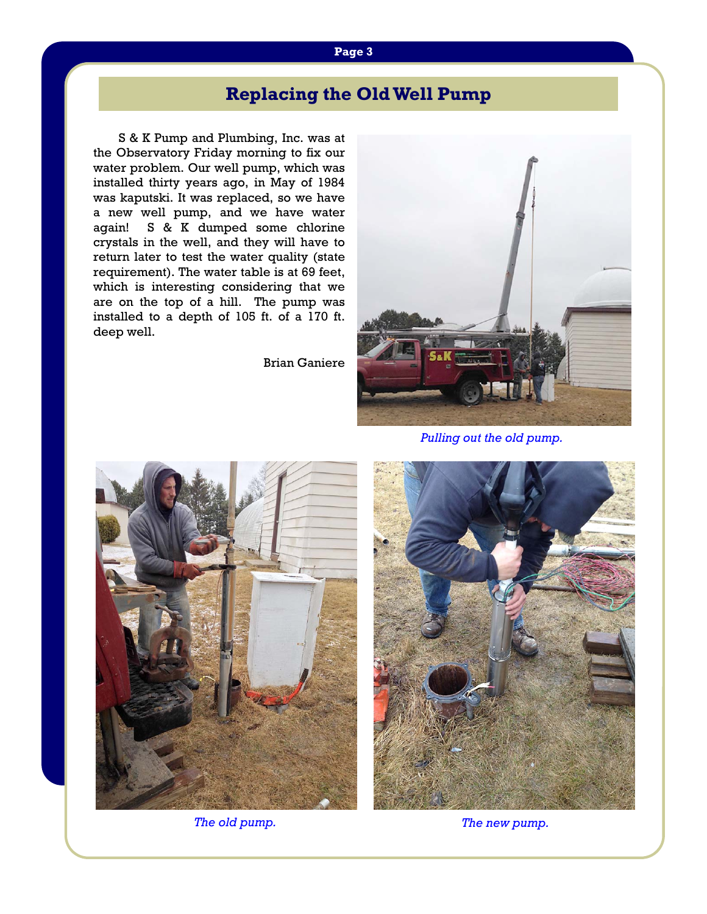## Replacing the Old Well Pump

S & K Pump and Plumbing, Inc. was at the Observatory Friday morning to fix our water problem. Our well pump, which was installed thirty years ago, in May of 1984 was kaputski. It was replaced, so we have a new well pump, and we have water again! S & K dumped some chlorine crystals in the well, and they will have to return later to test the water quality (state requirement). The water table is at 69 feet, which is interesting considering that we are on the top of a hill. The pump was installed to a depth of 105 ft. of a 170 ft. deep well.

Brian Ganiere

*Pulling out the old pump.*

*The old pump.*

*The new pump.*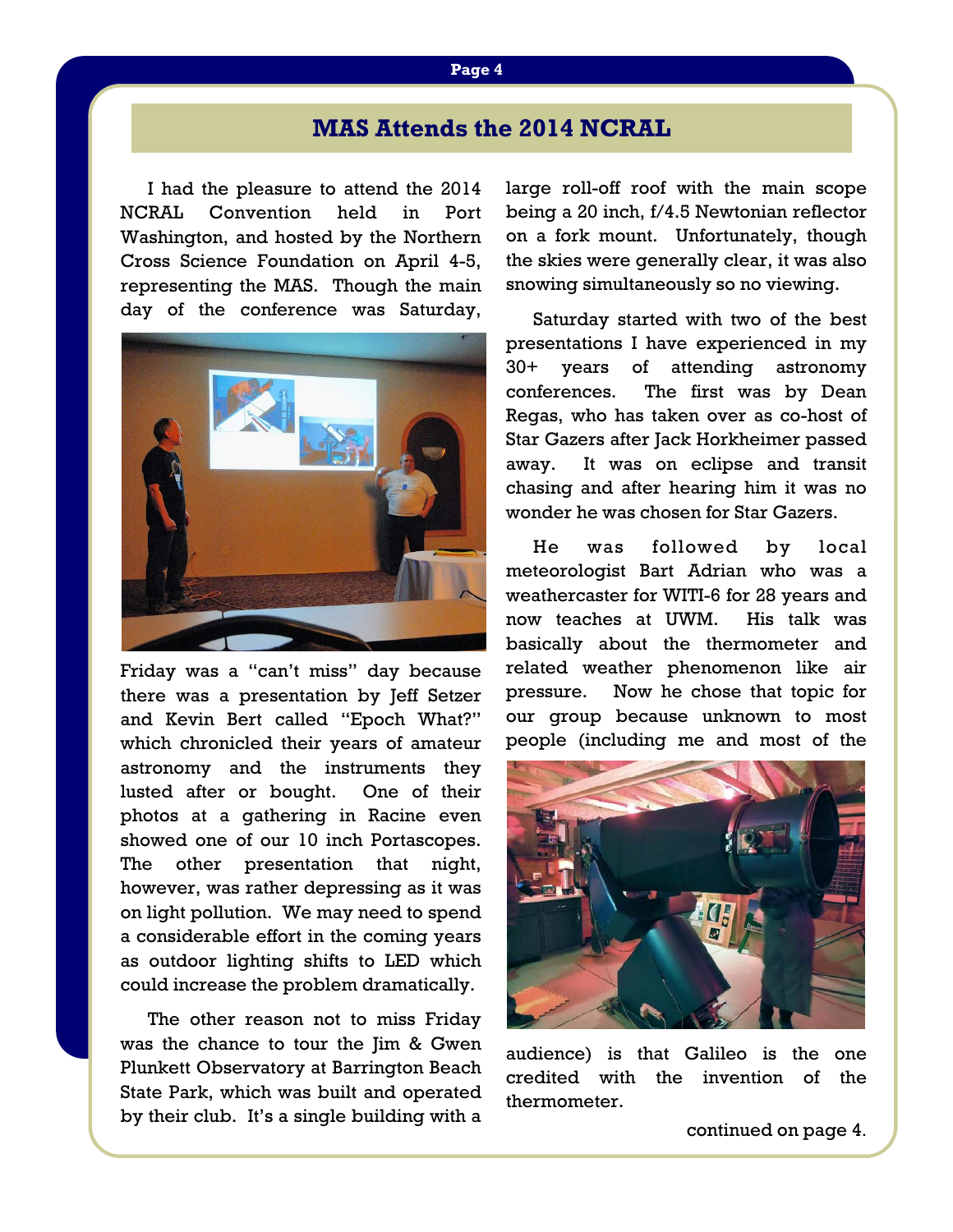## MAS Attends the 2014 NCRAL

I had the pleasure to attend the 2014 NCRAL Convention held in Port Washington, and hosted by the Northern Cross Science Foundation on April 4-5, representing the MAS. Though the main day of the conference was Saturday, Friday was a "can't miss" day because there was a presentation by Jeff Setzer and Kevin Bert called "Epoch What?" which chronicled their years of amateur astronomy and the instruments they lusted after or bought. One of their photos at a gathering in Racine even showed one of our 10 inch Portascopes. The other presentation that night, however, was rather depressing as it was on light pollution. We may need to spend a considerable effort in the coming years as outdoor lighting shifts to LED which could increase the problem dramatically.

The other reason not to miss Friday was the chance to tour the Jim & Gwen Plunkett Observatory at Barrington Beach State Park, which was built and operated by their club. It's a single building with a large roll-off roof with the main scope being a 20 inch, f/4.5 Newtonian reflector on a fork mount. Unfortunately, though the skies were generally clear, it was also snowing simultaneously so no viewing.

Saturday started with two of the best presentations I have experienced in my 30+ years of attending astronomy conferences. The first was by Dean Regas, who has taken over as co-host of Star Gazers after Jack Horkheimer passed away. It was on eclipse and transit chasing and after hearing him it was no wonder he was chosen for Star Gazers.

He was followed by local meteorologist Bart Adrian who was a weathercaster for WITI-6 for 28 years and now teaches at UWM. His talk was basically about the thermometer and related weather phenomenon like air pressure. Now he chose that topic for our group because unknown to most people (including me and most of the audience) is that Galileo is the one credited with the invention of the thermometer.

continued on page 4.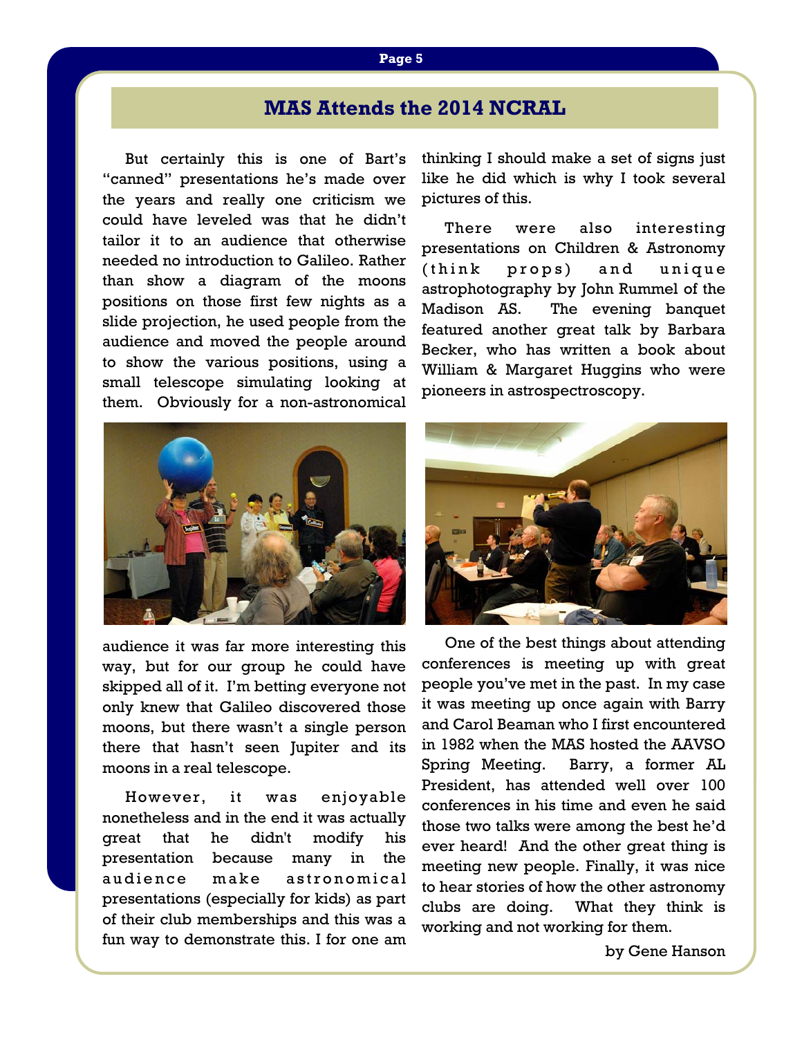## MAS Attends the 2014 NCRAL

But certainly this is one of Bart's "canned" presentations he's made over the years and really one criticism we could have leveled was that he didn't tailor it to an audience that otherwise needed no introduction to Galileo. Rather than show a diagram of the moons positions on those first few nights as a slide projection, he used people from the audience and moved the people around to show the various positions, using a small telescope simulating looking at them. Obviously for a non-astronomical audience it was far more interesting this way, but for our group he could have skipped all of it. I'm betting everyone not only knew that Galileo discovered those moons, but there wasn't a single person there that hasn't seen Jupiter and its moons in a real telescope.

However, it was enjoyable nonetheless and in the end it was actually great that he didn't modify his presentation because many in the audience make astronomical presentations (especially for kids) as part of their club memberships and this was a fun way to demonstrate this. I for one am thinking I should make a set of signs just like he did which is why I took several pictures of this.

There were also interesting presentations on Children & Astronomy (think props) and unique astrophotography by John Rummel of the Madison AS. The evening banquet featured another great talk by Barbara Becker, who has written a book about William & Margaret Huggins who were pioneers in astrospectroscopy.

One of the best things about attending conferences is meeting up with great people you've met in the past. In my case it was meeting up once again with Barry and Carol Beaman who I first encountered in 1982 when the MAS hosted the AAVSO Spring Meeting. Barry, a former AL President, has attended well over 100 conferences in his time and even he said those two talks were among the best he'd ever heard! And the other great thing is meeting new people. Finally, it was nice to hear stories of how the other astronomy clubs are doing. What they think is working and not working for them.

by Gene Hanson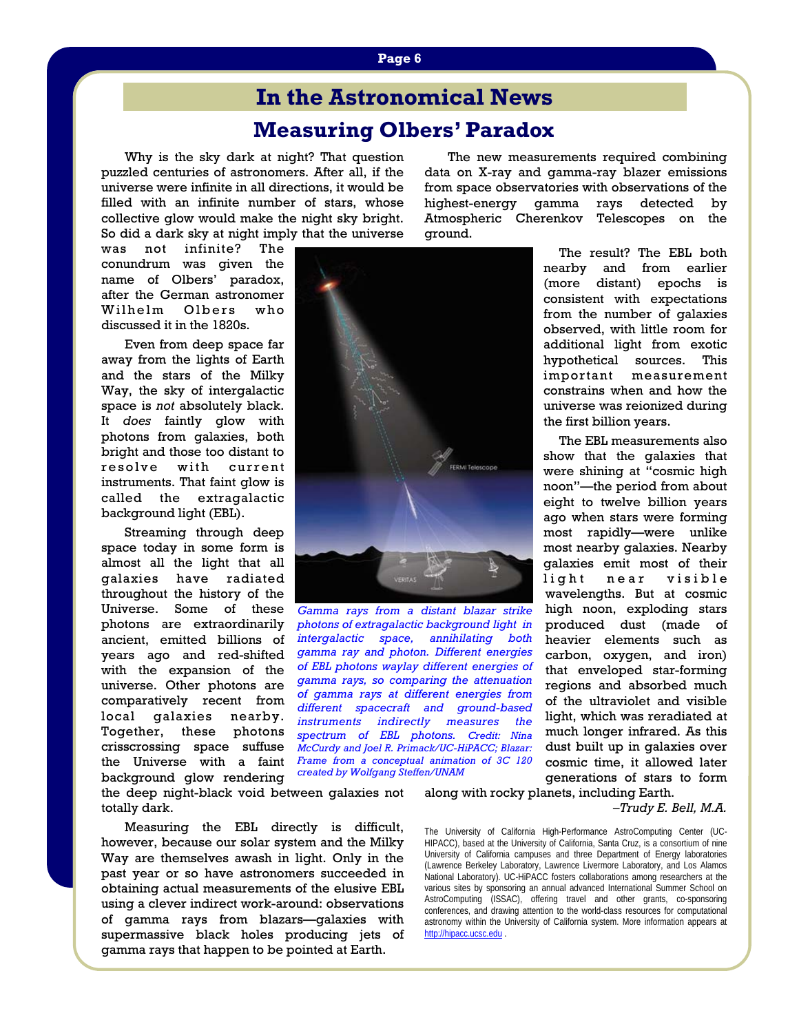# In the Astronomical News

## Measuring Olbers' Paradox

Why is the sky dark at night? That question puzzled centuries of astronomers. After all, if the universe were infinite in all directions, it would be filled with an infinite number of stars, whose collective glow would make the night sky bright. So did a dark sky at night imply that the universe was not infinite? The conundrum was given the name of Olbers' paradox, after the German astronomer Wilhelm Olbers who discussed it in the 1820s.

Even from deep space far away from the lights of Earth and the stars of the Milky Way, the sky of intergalactic space is *not* absolutely black. It *does* faintly glow with photons from galaxies, both bright and those too distant to resolve with current instruments. That faint glow is called the extragalactic background light (EBL).

Streaming through deep space today in some form is almost all the light that all galaxies have radiated throughout the history of the Universe. Some of these photons are extraordinarily ancient, emitted billions of years ago and red-shifted with the expansion of the universe. Other photons are comparatively recent from local galaxies nearby. Together, these photons crisscrossing space suffuse the Universe with a faint background glow rendering the deep night-black void between galaxies not totally dark.

Measuring the EBL directly is difficult, however, because our solar system and the Milky Way are themselves awash in light. Only in the past year or so have astronomers succeeded in obtaining actual measurements of the elusive EBL using a clever indirect work-around: observations of gamma rays from blazars—galaxies with supermassive black holes producing jets of gamma rays that happen to be pointed at Earth.

*Gamma rays from a distant blazar strike photons of extragalactic background light in intergalactic space, annihilating both gamma ray and photon. Different energies of EBL photons waylay different energies of gamma rays, so comparing the attenuation of gamma rays at different energies from different spacecraft and ground-based instruments indirectly measures the spectrum of EBL photons. Credit: Nina McCurdy and Joel R. Primack/UC-HiPACC; Blazar: Frame from a conceptual animation of 3C 120 created by Wolfgang Steffen/UNAM*

The new measurements required combining data on X-ray and gamma-ray blazer emissions from space observatories with observations of the highest-energy gamma rays detected by Atmospheric Cherenkov Telescopes on the ground.

The result? The EBL both nearby and from earlier (more distant) epochs is consistent with expectations from the number of galaxies observed, with little room for additional light from exotic hypothetical sources. This important measurement constrains when and how the universe was reionized during the first billion years.

The EBL measurements also show that the galaxies that were shining at "cosmic high noon"—the period from about eight to twelve billion years ago when stars were forming most rapidly—were unlike most nearby galaxies. Nearby galaxies emit most of their light near visible wavelengths. But at cosmic high noon, exploding stars produced dust (made of heavier elements such as carbon, oxygen, and iron) that enveloped star-forming regions and absorbed much of the ultraviolet and visible light, which was reradiated at much longer infrared. As this dust built up in galaxies over cosmic time, it allowed later generations of stars to form along with rocky planets, including Earth.

*–Trudy E. Bell, M.A.*

The University of California High-Performance AstroComputing Center (UC-HIPACC), based at the University of California, Santa Cruz, is a consortium of nine University of California campuses and three Department of Energy laboratories (Lawrence Berkeley Laboratory, Lawrence Livermore Laboratory, and Los Alamos National Laboratory). UC-HiPACC fosters collaborations among researchers at the various sites by sponsoring an annual advanced International Summer School on AstroComputing (ISSAC), offering travel and other grants, co-sponsoring conferences, and drawing attention to the world-class resources for computational astronomy within the University of California system. More information appears at http://hipacc.ucsc.edu .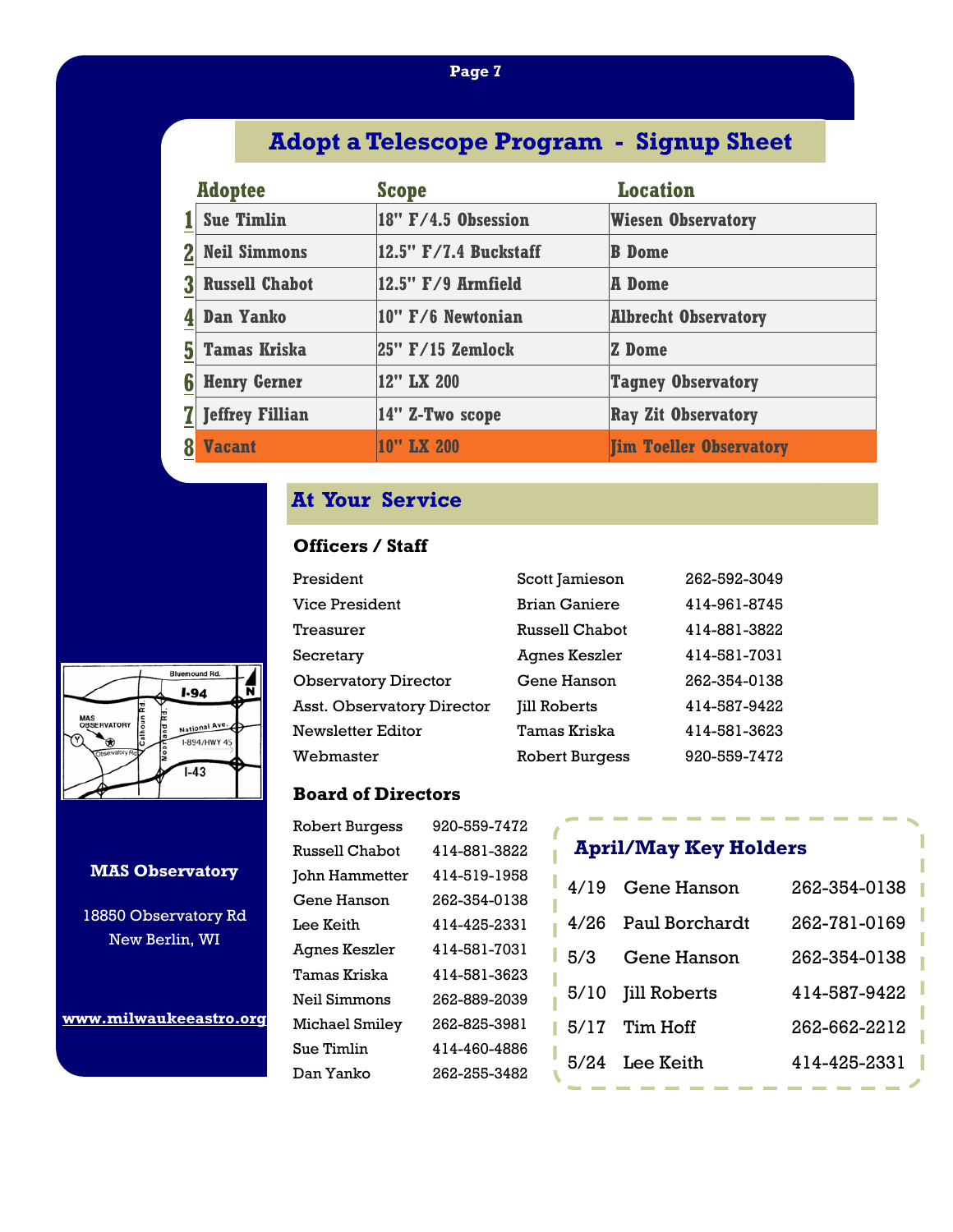## Adopt a Telescope Program - Signup Sheet

| | Adoptee | Scope | Location |
|---|---|---|---|
| 1 | Sue Timlin | 18" F/4.5 Obsession | Wiesen Observatory |
| 2 | Neil Simmons | 12.5" F/7.4 Buckstaff | B Dome |
| 3 | Russell Chabot | 12.5" F/9 Armfield | A Dome |
| 4 | Dan Yanko | 10" F/6 Newtonian | Albrecht Observatory |
| 5 | Tamas Kriska | 25" F/15 Zemlock | Z Dome |
| 6 | Henry Gerner | 12" LX 200 | Tagney Observatory |
| 7 | Jeffrey Fillian | 14" Z-Two scope | Ray Zit Observatory |
| 8 | Vacant | 10" LX 200 | Jim Toeller Observatory |

## At Your Service

### Officers / Staff

| | | |
|---|---|---|
| President | Scott Jamieson | 262-592-3049 |
| Vice President | Brian Ganiere | 414-961-8745 |
| Treasurer | Russell Chabot | 414-881-3822 |
| Secretary | Agnes Keszler | 414-581-7031 |
| Observatory Director | Gene Hanson | 262-354-0138 |
| Asst. Observatory Director | Jill Roberts | 414-587-9422 |
| Newsletter Editor | Tamas Kriska | 414-581-3623 |
| Webmaster | Robert Burgess | 920-559-7472 |

### Board of Directors

| | |
|---|---|
| Robert Burgess | 920-559-7472 |
| Russell Chabot | 414-881-3822 |
| John Hammetter | 414-519-1958 |
| Gene Hanson | 262-354-0138 |
| Lee Keith | 414-425-2331 |
| Agnes Keszler | 414-581-7031 |
| Tamas Kriska | 414-581-3623 |
| Neil Simmons | 262-889-2039 |
| Michael Smiley | 262-825-3981 |
| Sue Timlin | 414-460-4886 |
| Dan Yanko | 262-255-3482 |

### April/May Key Holders

| | | |
|---|---|---|
| 4/19 | Gene Hanson | 262-354-0138 |
| 4/26 | Paul Borchardt | 262-781-0169 |
| 5/3 | Gene Hanson | 262-354-0138 |
| 5/10 | Jill Roberts | 414-587-9422 |
| 5/17 | Tim Hoff | 262-662-2212 |
| 5/24 | Lee Keith | 414-425-2331 |

Bluemound Rd.
I-94
N
MAS OBSERVATORY
Calhoun Rd.
Moorland Rd.
National Ave.
I-894/HWY 45
Y
Observatory Rd
I-43

**MAS Observatory**

18850 Observatory Rd
New Berlin, WI

**www.milwaukeeastro.org**